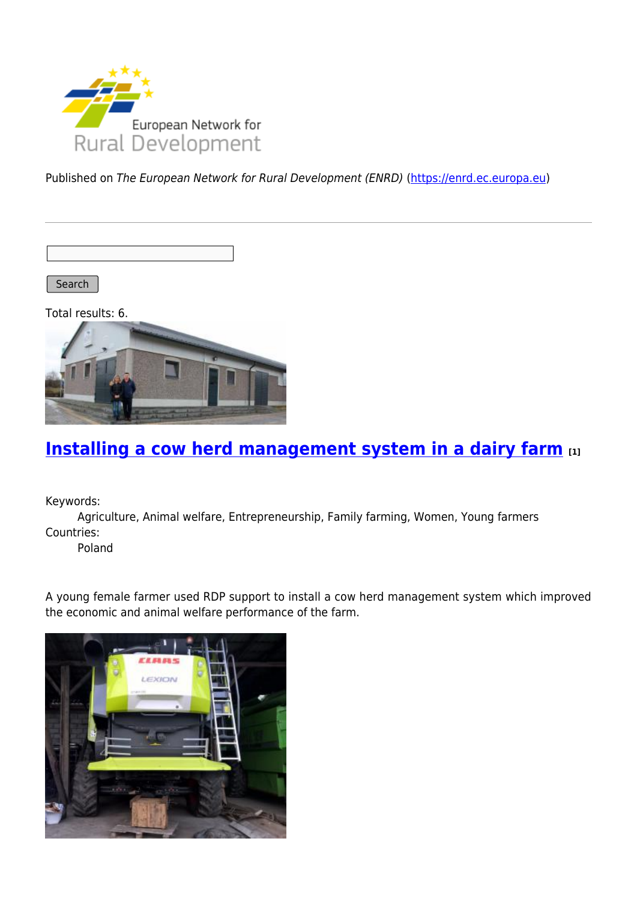Published on *The European Network for Rural Development (ENRD)* (https://enrd.ec.europa.eu)

Search

Total results: 6.

## Installing a cow herd management system in a dairy farm [1]

Keywords:
Agriculture, Animal welfare, Entrepreneurship, Family farming, Women, Young farmers

Countries:
Poland

A young female farmer used RDP support to install a cow herd management system which improved the economic and animal welfare performance of the farm.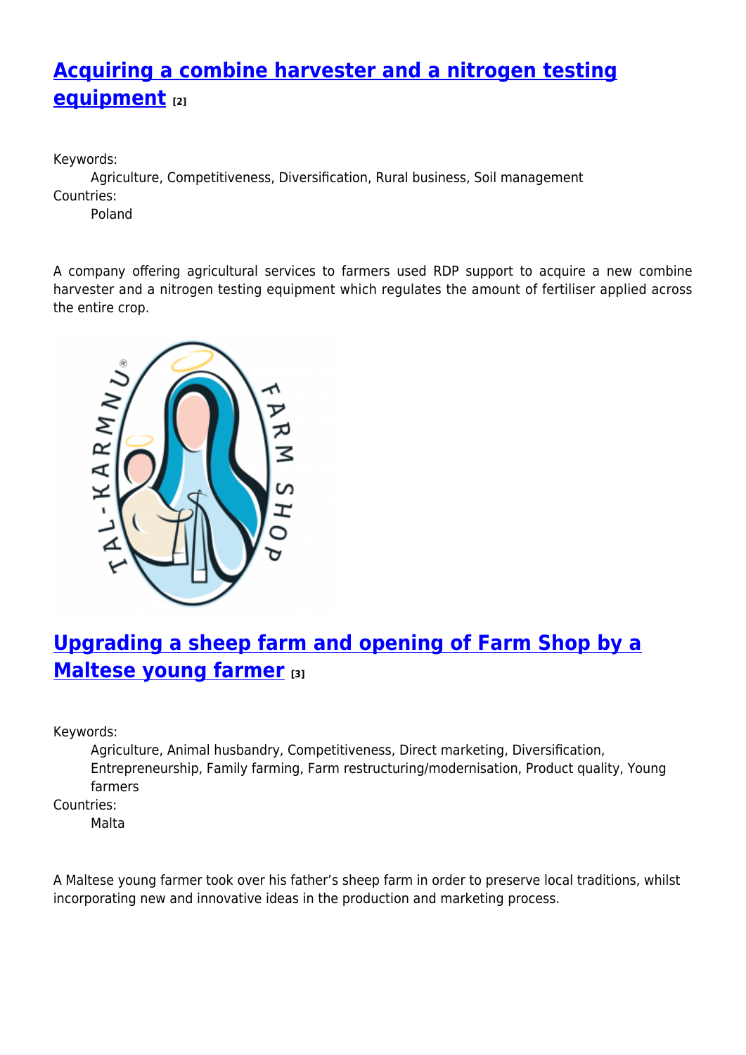## Acquiring a combine harvester and a nitrogen testing equipment [2]

Keywords:
: Agriculture, Competitiveness, Diversification, Rural business, Soil management

Countries:
: Poland

A company offering agricultural services to farmers used RDP support to acquire a new combine harvester and a nitrogen testing equipment which regulates the amount of fertiliser applied across the entire crop.

## Upgrading a sheep farm and opening of Farm Shop by a Maltese young farmer [3]

Keywords:
: Agriculture, Animal husbandry, Competitiveness, Direct marketing, Diversification, Entrepreneurship, Family farming, Farm restructuring/modernisation, Product quality, Young farmers

Countries:
: Malta

A Maltese young farmer took over his father's sheep farm in order to preserve local traditions, whilst incorporating new and innovative ideas in the production and marketing process.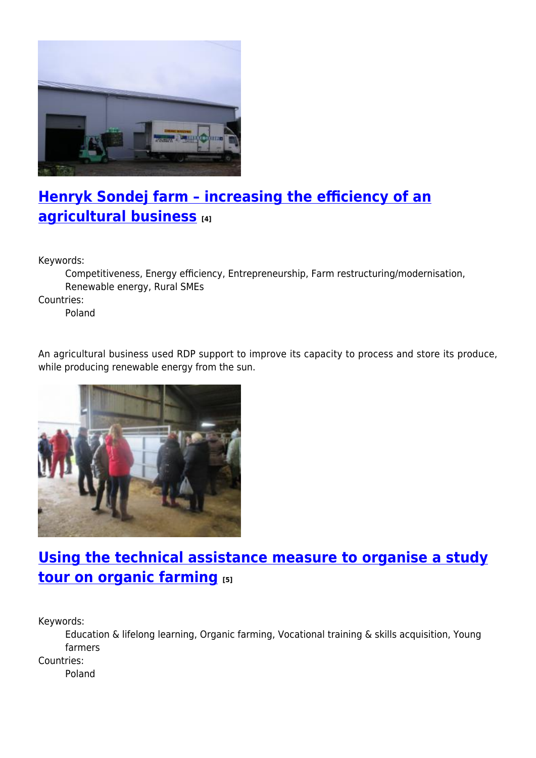## Henryk Sondej farm – increasing the efficiency of an agricultural business [4]

Keywords:
: Competitiveness, Energy efficiency, Entrepreneurship, Farm restructuring/modernisation, Renewable energy, Rural SMEs

Countries:
: Poland

An agricultural business used RDP support to improve its capacity to process and store its produce, while producing renewable energy from the sun.

## Using the technical assistance measure to organise a study tour on organic farming [5]

Keywords:
: Education & lifelong learning, Organic farming, Vocational training & skills acquisition, Young farmers

Countries:
: Poland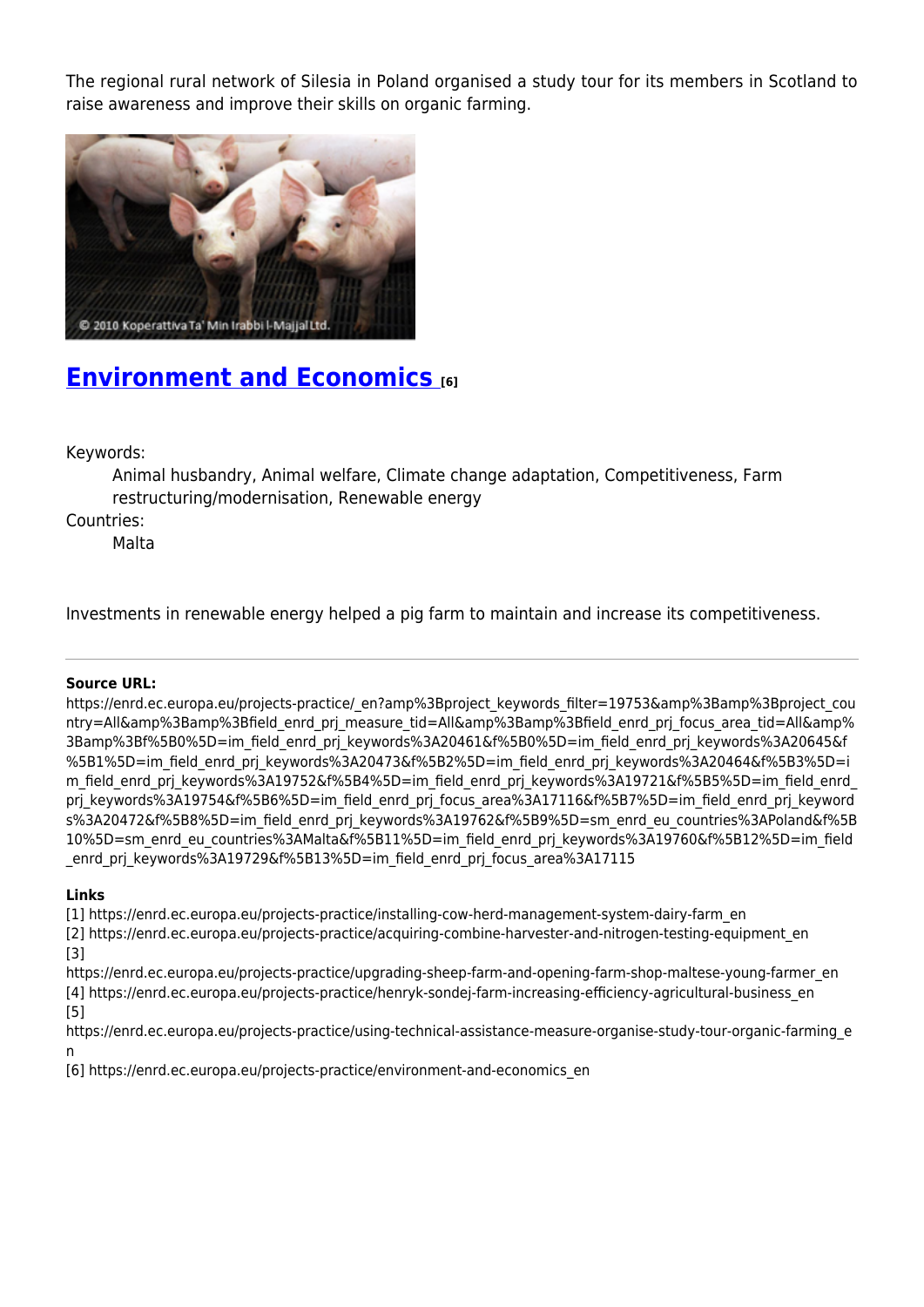The regional rural network of Silesia in Poland organised a study tour for its members in Scotland to raise awareness and improve their skills on organic farming.

© 2010 Koperattiva Ta' Min Irabbi l-Majjal Ltd.

## Environment and Economics [6]

Keywords:

Animal husbandry, Animal welfare, Climate change adaptation, Competitiveness, Farm restructuring/modernisation, Renewable energy

Countries:

Malta

Investments in renewable energy helped a pig farm to maintain and increase its competitiveness.

---

**Source URL:**
https://enrd.ec.europa.eu/projects-practice/_en?amp%3Bproject_keywords_filter=19753&amp%3Bamp%3Bproject_country=All&amp%3Bamp%3Bfield_enrd_prj_measure_tid=All&amp%3Bamp%3Bfield_enrd_prj_focus_area_tid=All&amp%3Bamp%3Bf%5B0%5D=im_field_enrd_prj_keywords%3A20461&f%5B0%5D=im_field_enrd_prj_keywords%3A20645&f%5B1%5D=im_field_enrd_prj_keywords%3A20473&f%5B2%5D=im_field_enrd_prj_keywords%3A20464&f%5B3%5D=im_field_enrd_prj_keywords%3A19752&f%5B4%5D=im_field_enrd_prj_keywords%3A19721&f%5B5%5D=im_field_enrd_prj_keywords%3A19754&f%5B6%5D=im_field_enrd_prj_focus_area%3A17116&f%5B7%5D=im_field_enrd_prj_keywords%3A20472&f%5B8%5D=im_field_enrd_prj_keywords%3A19762&f%5B9%5D=sm_enrd_eu_countries%3APoland&f%5B10%5D=sm_enrd_eu_countries%3AMalta&f%5B11%5D=im_field_enrd_prj_keywords%3A19760&f%5B12%5D=im_field_enrd_prj_keywords%3A19729&f%5B13%5D=im_field_enrd_prj_focus_area%3A17115

**Links**
[1] https://enrd.ec.europa.eu/projects-practice/installing-cow-herd-management-system-dairy-farm_en
[2] https://enrd.ec.europa.eu/projects-practice/acquiring-combine-harvester-and-nitrogen-testing-equipment_en
[3] https://enrd.ec.europa.eu/projects-practice/upgrading-sheep-farm-and-opening-farm-shop-maltese-young-farmer_en
[4] https://enrd.ec.europa.eu/projects-practice/henryk-sondej-farm-increasing-efficiency-agricultural-business_en
[5] https://enrd.ec.europa.eu/projects-practice/using-technical-assistance-measure-organise-study-tour-organic-farming_en
[6] https://enrd.ec.europa.eu/projects-practice/environment-and-economics_en